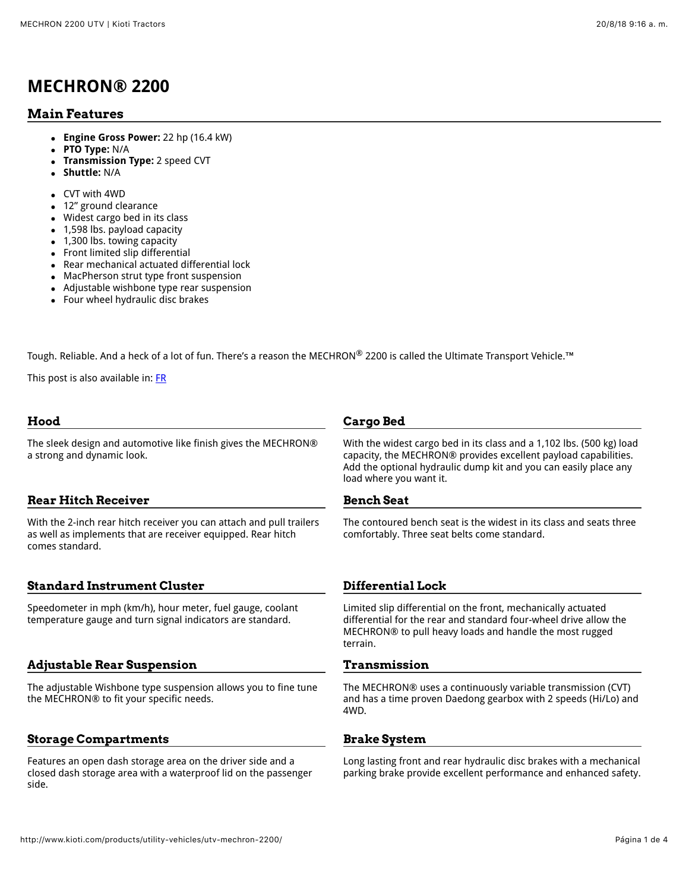# MECHRON® 2200

## Main Features

- **Engine Gross Power:** 22 hp (16.4 kW)
- **PTO Type:** N/A
- **Transmission Type:** 2 speed CVT
- **Shuttle:** N/A

- CVT with 4WD
- 12" ground clearance
- Widest cargo bed in its class
- 1,598 lbs. payload capacity
- 1,300 lbs. towing capacity
- Front limited slip differential
- Rear mechanical actuated differential lock
- MacPherson strut type front suspension
- Adjustable wishbone type rear suspension
- Four wheel hydraulic disc brakes

Tough. Reliable. And a heck of a lot of fun. There's a reason the MECHRON® 2200 is called the Ultimate Transport Vehicle.™

This post is also available in: FR

### Hood

The sleek design and automotive like finish gives the MECHRON® a strong and dynamic look.

### Cargo Bed

With the widest cargo bed in its class and a 1,102 lbs. (500 kg) load capacity, the MECHRON® provides excellent payload capabilities. Add the optional hydraulic dump kit and you can easily place any load where you want it.

### Rear Hitch Receiver

With the 2-inch rear hitch receiver you can attach and pull trailers as well as implements that are receiver equipped. Rear hitch comes standard.

### Bench Seat

The contoured bench seat is the widest in its class and seats three comfortably. Three seat belts come standard.

### Standard Instrument Cluster

Speedometer in mph (km/h), hour meter, fuel gauge, coolant temperature gauge and turn signal indicators are standard.

### Differential Lock

Limited slip differential on the front, mechanically actuated differential for the rear and standard four-wheel drive allow the MECHRON® to pull heavy loads and handle the most rugged terrain.

### Adjustable Rear Suspension

The adjustable Wishbone type suspension allows you to fine tune the MECHRON® to fit your specific needs.

### Transmission

The MECHRON® uses a continuously variable transmission (CVT) and has a time proven Daedong gearbox with 2 speeds (Hi/Lo) and 4WD.

### Storage Compartments

Features an open dash storage area on the driver side and a closed dash storage area with a waterproof lid on the passenger side.

### Brake System

Long lasting front and rear hydraulic disc brakes with a mechanical parking brake provide excellent performance and enhanced safety.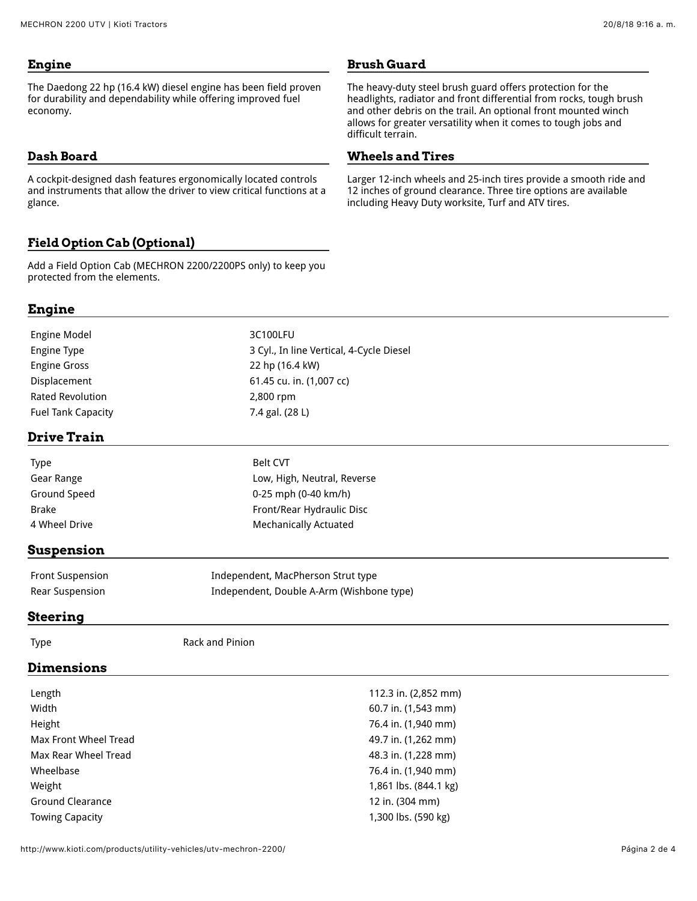## Engine

The Daedong 22 hp (16.4 kW) diesel engine has been field proven for durability and dependability while offering improved fuel economy.

## Dash Board

A cockpit-designed dash features ergonomically located controls and instruments that allow the driver to view critical functions at a glance.

## Field Option Cab (Optional)

Add a Field Option Cab (MECHRON 2200/2200PS only) to keep you protected from the elements.

## Brush Guard

The heavy-duty steel brush guard offers protection for the headlights, radiator and front differential from rocks, tough brush and other debris on the trail. An optional front mounted winch allows for greater versatility when it comes to tough jobs and difficult terrain.

## Wheels and Tires

Larger 12-inch wheels and 25-inch tires provide a smooth ride and 12 inches of ground clearance. Three tire options are available including Heavy Duty worksite, Turf and ATV tires.

## Engine

| | |
|---|---|
| Engine Model | 3C100LFU |
| Engine Type | 3 Cyl., In line Vertical, 4-Cycle Diesel |
| Engine Gross | 22 hp (16.4 kW) |
| Displacement | 61.45 cu. in. (1,007 cc) |
| Rated Revolution | 2,800 rpm |
| Fuel Tank Capacity | 7.4 gal. (28 L) |

## Drive Train

| | |
|---|---|
| Type | Belt CVT |
| Gear Range | Low, High, Neutral, Reverse |
| Ground Speed | 0-25 mph (0-40 km/h) |
| Brake | Front/Rear Hydraulic Disc |
| 4 Wheel Drive | Mechanically Actuated |

## Suspension

| | |
|---|---|
| Front Suspension | Independent, MacPherson Strut type |
| Rear Suspension | Independent, Double A-Arm (Wishbone type) |

## Steering

| | |
|---|---|
| Type | Rack and Pinion |

## Dimensions

| | |
|---|---|
| Length | 112.3 in. (2,852 mm) |
| Width | 60.7 in. (1,543 mm) |
| Height | 76.4 in. (1,940 mm) |
| Max Front Wheel Tread | 49.7 in. (1,262 mm) |
| Max Rear Wheel Tread | 48.3 in. (1,228 mm) |
| Wheelbase | 76.4 in. (1,940 mm) |
| Weight | 1,861 lbs. (844.1 kg) |
| Ground Clearance | 12 in. (304 mm) |
| Towing Capacity | 1,300 lbs. (590 kg) |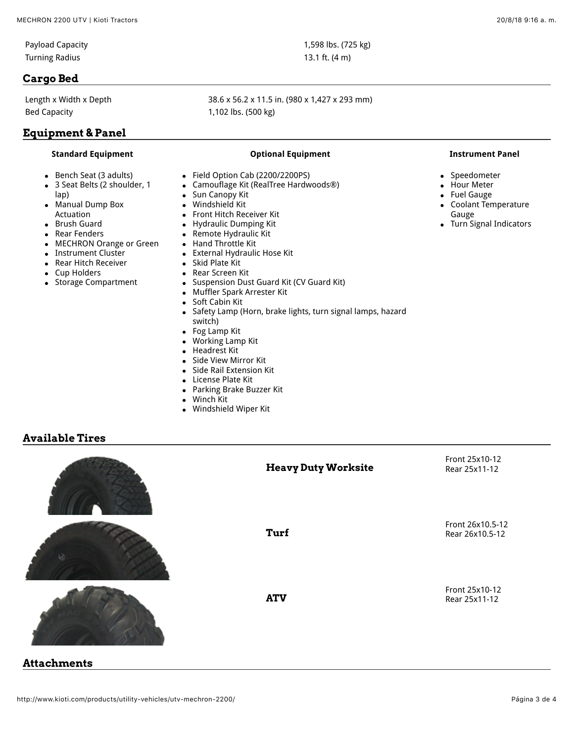| | |
|---|---|
| Payload Capacity | 1,598 lbs. (725 kg) |
| Turning Radius | 13.1 ft. (4 m) |

## Cargo Bed

| | |
|---|---|
| Length x Width x Depth | 38.6 x 56.2 x 11.5 in. (980 x 1,427 x 293 mm) |
| Bed Capacity | 1,102 lbs. (500 kg) |

## Equipment & Panel

### Standard Equipment

- Bench Seat (3 adults)
- 3 Seat Belts (2 shoulder, 1 lap)
- Manual Dump Box Actuation
- Brush Guard
- Rear Fenders
- MECHRON Orange or Green
- Instrument Cluster
- Rear Hitch Receiver
- Cup Holders
- Storage Compartment

### Optional Equipment

- Field Option Cab (2200/2200PS)
- Camouflage Kit (RealTree Hardwoods®)
- Sun Canopy Kit
- Windshield Kit
- Front Hitch Receiver Kit
- Hydraulic Dumping Kit
- Remote Hydraulic Kit
- Hand Throttle Kit
- External Hydraulic Hose Kit
- Skid Plate Kit
- Rear Screen Kit
- Suspension Dust Guard Kit (CV Guard Kit)
- Muffler Spark Arrester Kit
- Soft Cabin Kit
- Safety Lamp (Horn, brake lights, turn signal lamps, hazard switch)
- Fog Lamp Kit
- Working Lamp Kit
- Headrest Kit
- Side View Mirror Kit
- Side Rail Extension Kit
- License Plate Kit
- Parking Brake Buzzer Kit
- Winch Kit
- Windshield Wiper Kit

### Instrument Panel

- Speedometer
- Hour Meter
- Fuel Gauge
- Coolant Temperature Gauge
- Turn Signal Indicators

## Available Tires

| Tire | Sizes |
|---|---|
| **Heavy Duty Worksite** | Front 25x10-12<br>Rear 25x11-12 |
| **Turf** | Front 26x10.5-12<br>Rear 26x10.5-12 |
| **ATV** | Front 25x10-12<br>Rear 25x11-12 |

## Attachments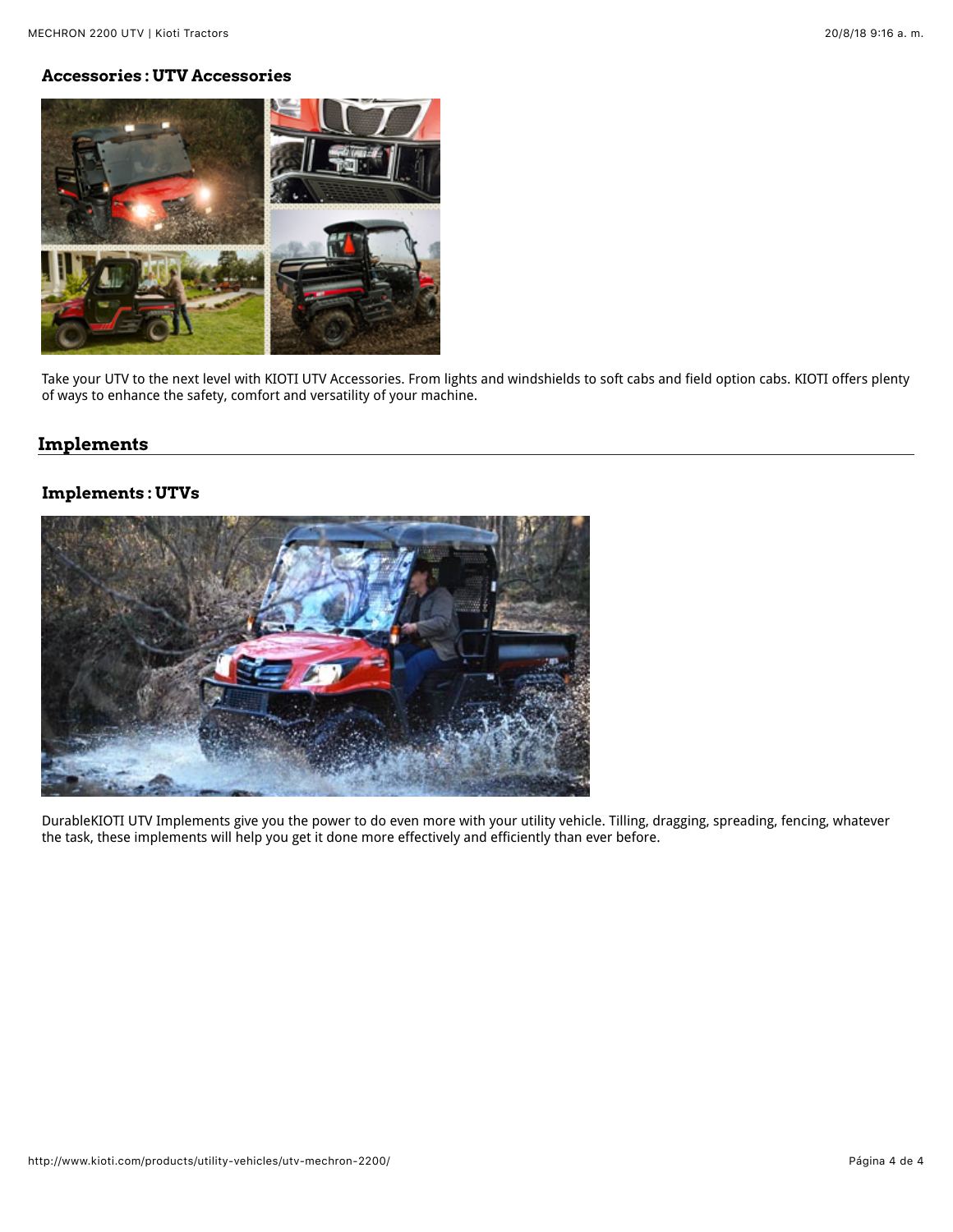### Accessories : UTV Accessories

Take your UTV to the next level with KIOTI UTV Accessories. From lights and windshields to soft cabs and field option cabs. KIOTI offers plenty of ways to enhance the safety, comfort and versatility of your machine.

## Implements

### Implements : UTVs

DurableKIOTI UTV Implements give you the power to do even more with your utility vehicle. Tilling, dragging, spreading, fencing, whatever the task, these implements will help you get it done more effectively and efficiently than ever before.